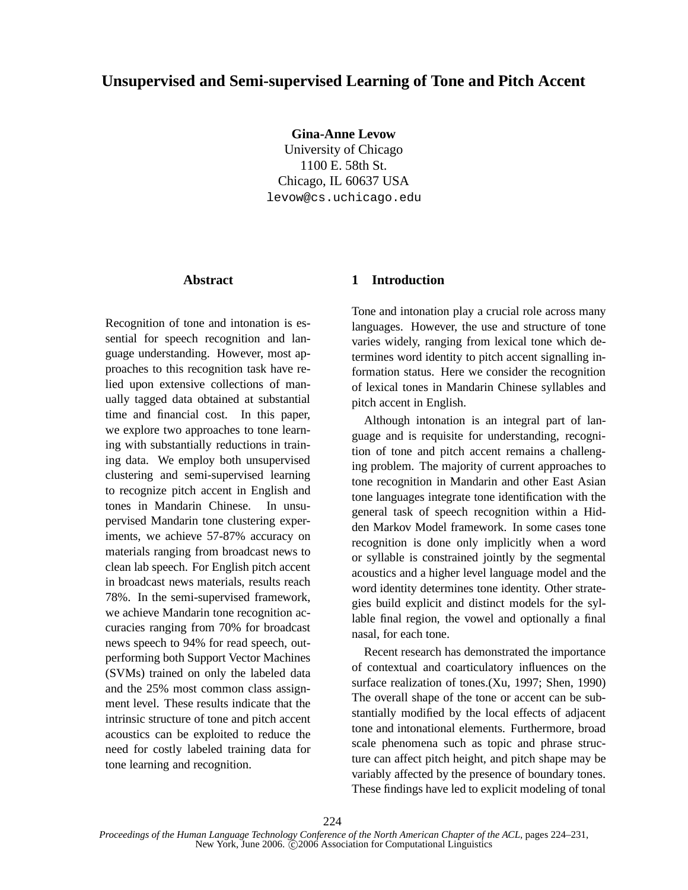# Unsupervised and Semi-supervised Learning of Tone and Pitch Accent

**Gina-Anne Levow**
University of Chicago
1100 E. 58th St.
Chicago, IL 60637 USA
levow@cs.uchicago.edu

## Abstract

Recognition of tone and intonation is essential for speech recognition and language understanding. However, most approaches to this recognition task have relied upon extensive collections of manually tagged data obtained at substantial time and financial cost. In this paper, we explore two approaches to tone learning with substantially reductions in training data. We employ both unsupervised clustering and semi-supervised learning to recognize pitch accent in English and tones in Mandarin Chinese. In unsupervised Mandarin tone clustering experiments, we achieve 57-87% accuracy on materials ranging from broadcast news to clean lab speech. For English pitch accent in broadcast news materials, results reach 78%. In the semi-supervised framework, we achieve Mandarin tone recognition accuracies ranging from 70% for broadcast news speech to 94% for read speech, outperforming both Support Vector Machines (SVMs) trained on only the labeled data and the 25% most common class assignment level. These results indicate that the intrinsic structure of tone and pitch accent acoustics can be exploited to reduce the need for costly labeled training data for tone learning and recognition.

## 1 Introduction

Tone and intonation play a crucial role across many languages. However, the use and structure of tone varies widely, ranging from lexical tone which determines word identity to pitch accent signalling information status. Here we consider the recognition of lexical tones in Mandarin Chinese syllables and pitch accent in English.

Although intonation is an integral part of language and is requisite for understanding, recognition of tone and pitch accent remains a challenging problem. The majority of current approaches to tone recognition in Mandarin and other East Asian tone languages integrate tone identification with the general task of speech recognition within a Hidden Markov Model framework. In some cases tone recognition is done only implicitly when a word or syllable is constrained jointly by the segmental acoustics and a higher level language model and the word identity determines tone identity. Other strategies build explicit and distinct models for the syllable final region, the vowel and optionally a final nasal, for each tone.

Recent research has demonstrated the importance of contextual and coarticulatory influences on the surface realization of tones.(Xu, 1997; Shen, 1990) The overall shape of the tone or accent can be substantially modified by the local effects of adjacent tone and intonational elements. Furthermore, broad scale phenomena such as topic and phrase structure can affect pitch height, and pitch shape may be variably affected by the presence of boundary tones. These findings have led to explicit modeling of tonal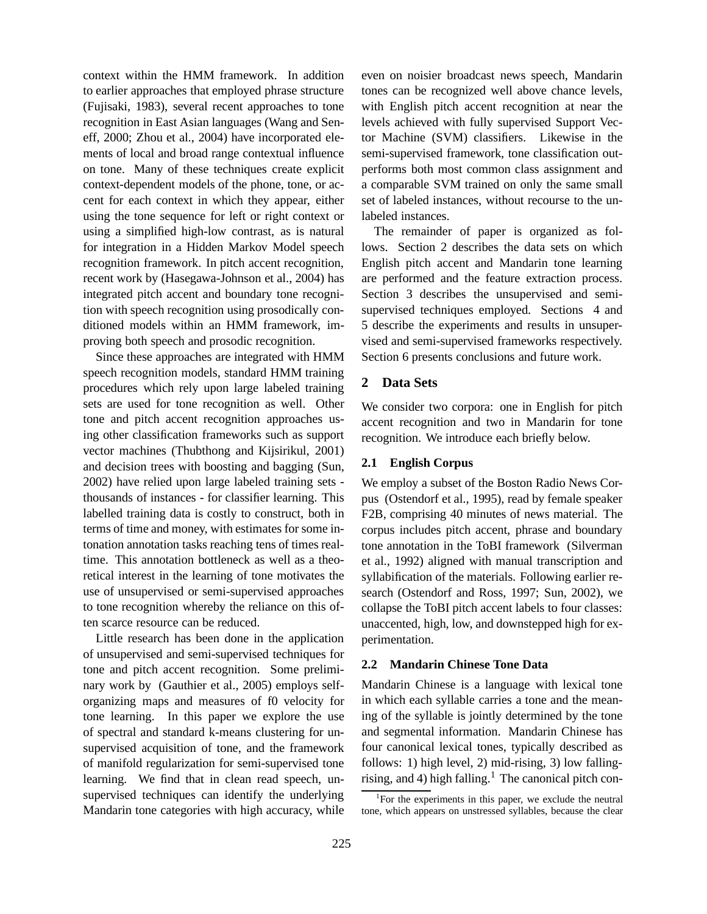context within the HMM framework. In addition to earlier approaches that employed phrase structure (Fujisaki, 1983), several recent approaches to tone recognition in East Asian languages (Wang and Seneff, 2000; Zhou et al., 2004) have incorporated elements of local and broad range contextual influence on tone. Many of these techniques create explicit context-dependent models of the phone, tone, or accent for each context in which they appear, either using the tone sequence for left or right context or using a simplified high-low contrast, as is natural for integration in a Hidden Markov Model speech recognition framework. In pitch accent recognition, recent work by (Hasegawa-Johnson et al., 2004) has integrated pitch accent and boundary tone recognition with speech recognition using prosodically conditioned models within an HMM framework, improving both speech and prosodic recognition.

Since these approaches are integrated with HMM speech recognition models, standard HMM training procedures which rely upon large labeled training sets are used for tone recognition as well. Other tone and pitch accent recognition approaches using other classification frameworks such as support vector machines (Thubthong and Kijsirikul, 2001) and decision trees with boosting and bagging (Sun, 2002) have relied upon large labeled training sets - thousands of instances - for classifier learning. This labelled training data is costly to construct, both in terms of time and money, with estimates for some intonation annotation tasks reaching tens of times realtime. This annotation bottleneck as well as a theoretical interest in the learning of tone motivates the use of unsupervised or semi-supervised approaches to tone recognition whereby the reliance on this often scarce resource can be reduced.

Little research has been done in the application of unsupervised and semi-supervised techniques for tone and pitch accent recognition. Some preliminary work by (Gauthier et al., 2005) employs self-organizing maps and measures of f0 velocity for tone learning. In this paper we explore the use of spectral and standard k-means clustering for unsupervised acquisition of tone, and the framework of manifold regularization for semi-supervised tone learning. We find that in clean read speech, unsupervised techniques can identify the underlying Mandarin tone categories with high accuracy, while even on noisier broadcast news speech, Mandarin tones can be recognized well above chance levels, with English pitch accent recognition at near the levels achieved with fully supervised Support Vector Machine (SVM) classifiers. Likewise in the semi-supervised framework, tone classification outperforms both most common class assignment and a comparable SVM trained on only the same small set of labeled instances, without recourse to the unlabeled instances.

The remainder of paper is organized as follows. Section 2 describes the data sets on which English pitch accent and Mandarin tone learning are performed and the feature extraction process. Section 3 describes the unsupervised and semi-supervised techniques employed. Sections 4 and 5 describe the experiments and results in unsupervised and semi-supervised frameworks respectively. Section 6 presents conclusions and future work.

## 2 Data Sets

We consider two corpora: one in English for pitch accent recognition and two in Mandarin for tone recognition. We introduce each briefly below.

### 2.1 English Corpus

We employ a subset of the Boston Radio News Corpus (Ostendorf et al., 1995), read by female speaker F2B, comprising 40 minutes of news material. The corpus includes pitch accent, phrase and boundary tone annotation in the ToBI framework (Silverman et al., 1992) aligned with manual transcription and syllabification of the materials. Following earlier research (Ostendorf and Ross, 1997; Sun, 2002), we collapse the ToBI pitch accent labels to four classes: unaccented, high, low, and downstepped high for experimentation.

### 2.2 Mandarin Chinese Tone Data

Mandarin Chinese is a language with lexical tone in which each syllable carries a tone and the meaning of the syllable is jointly determined by the tone and segmental information. Mandarin Chinese has four canonical lexical tones, typically described as follows: 1) high level, 2) mid-rising, 3) low falling-rising, and 4) high falling.[1] The canonical pitch con-

[1] For the experiments in this paper, we exclude the neutral tone, which appears on unstressed syllables, because the clear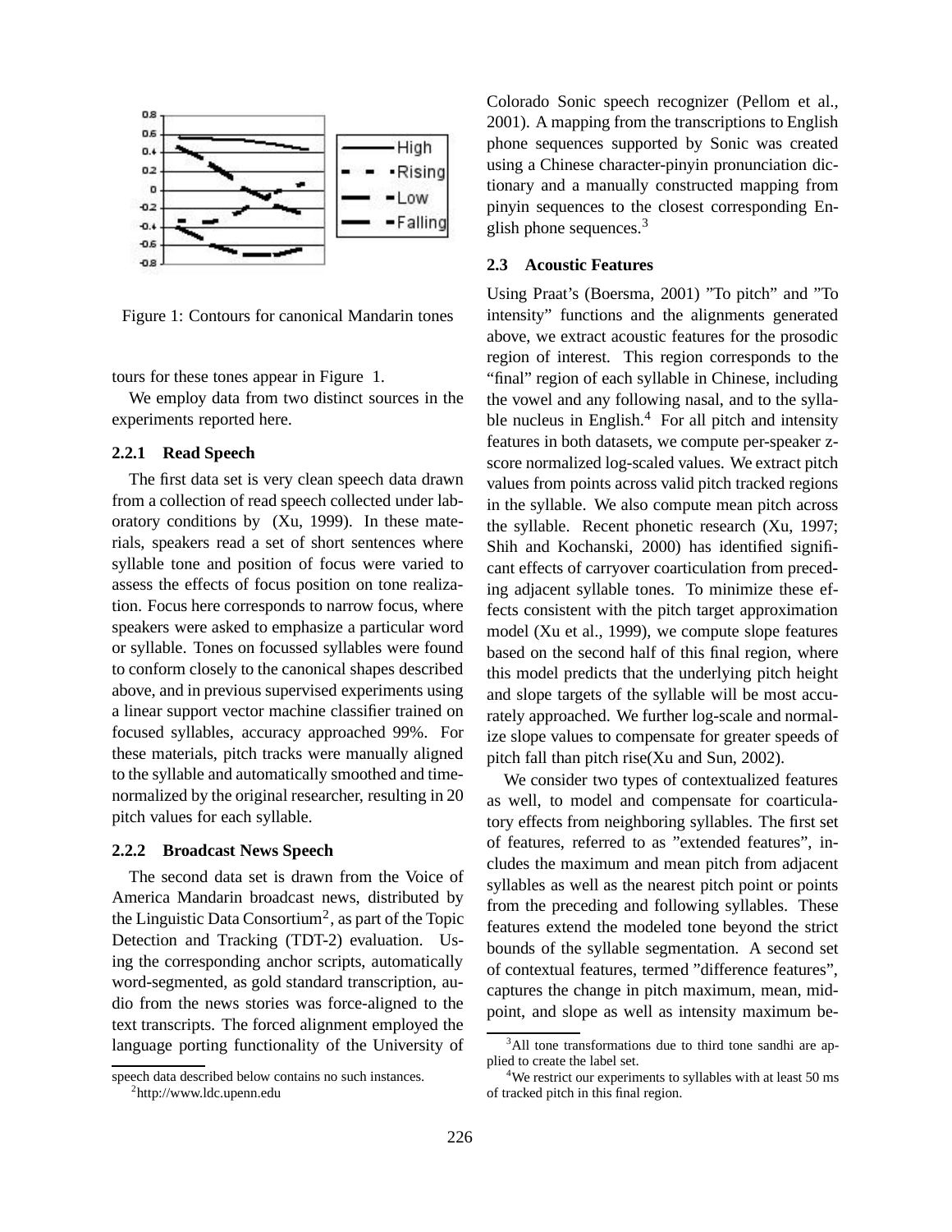Figure 1: Contours for canonical Mandarin tones

tours for these tones appear in Figure 1.

We employ data from two distinct sources in the experiments reported here.

### 2.2.1 Read Speech

The first data set is very clean speech data drawn from a collection of read speech collected under laboratory conditions by (Xu, 1999). In these materials, speakers read a set of short sentences where syllable tone and position of focus were varied to assess the effects of focus position on tone realization. Focus here corresponds to narrow focus, where speakers were asked to emphasize a particular word or syllable. Tones on focussed syllables were found to conform closely to the canonical shapes described above, and in previous supervised experiments using a linear support vector machine classifier trained on focused syllables, accuracy approached 99%. For these materials, pitch tracks were manually aligned to the syllable and automatically smoothed and time-normalized by the original researcher, resulting in 20 pitch values for each syllable.

### 2.2.2 Broadcast News Speech

The second data set is drawn from the Voice of America Mandarin broadcast news, distributed by the Linguistic Data Consortium[2], as part of the Topic Detection and Tracking (TDT-2) evaluation. Using the corresponding anchor scripts, automatically word-segmented, as gold standard transcription, audio from the news stories was force-aligned to the text transcripts. The forced alignment employed the language porting functionality of the University of Colorado Sonic speech recognizer (Pellom et al., 2001). A mapping from the transcriptions to English phone sequences supported by Sonic was created using a Chinese character-pinyin pronunciation dictionary and a manually constructed mapping from pinyin sequences to the closest corresponding English phone sequences.[3]

## 2.3 Acoustic Features

Using Praat's (Boersma, 2001) "To pitch" and "To intensity" functions and the alignments generated above, we extract acoustic features for the prosodic region of interest. This region corresponds to the "final" region of each syllable in Chinese, including the vowel and any following nasal, and to the syllable nucleus in English.[4] For all pitch and intensity features in both datasets, we compute per-speaker z-score normalized log-scaled values. We extract pitch values from points across valid pitch tracked regions in the syllable. We also compute mean pitch across the syllable. Recent phonetic research (Xu, 1997; Shih and Kochanski, 2000) has identified significant effects of carryover coarticulation from preceding adjacent syllable tones. To minimize these effects consistent with the pitch target approximation model (Xu et al., 1999), we compute slope features based on the second half of this final region, where this model predicts that the underlying pitch height and slope targets of the syllable will be most accurately approached. We further log-scale and normalize slope values to compensate for greater speeds of pitch fall than pitch rise(Xu and Sun, 2002).

We consider two types of contextualized features as well, to model and compensate for coarticulatory effects from neighboring syllables. The first set of features, referred to as "extended features", includes the maximum and mean pitch from adjacent syllables as well as the nearest pitch point or points from the preceding and following syllables. These features extend the modeled tone beyond the strict bounds of the syllable segmentation. A second set of contextual features, termed "difference features", captures the change in pitch maximum, mean, midpoint, and slope as well as intensity maximum be-

speech data described below contains no such instances.

[2] http://www.ldc.upenn.edu

[3] All tone transformations due to third tone sandhi are applied to create the label set.

[4] We restrict our experiments to syllables with at least 50 ms of tracked pitch in this final region.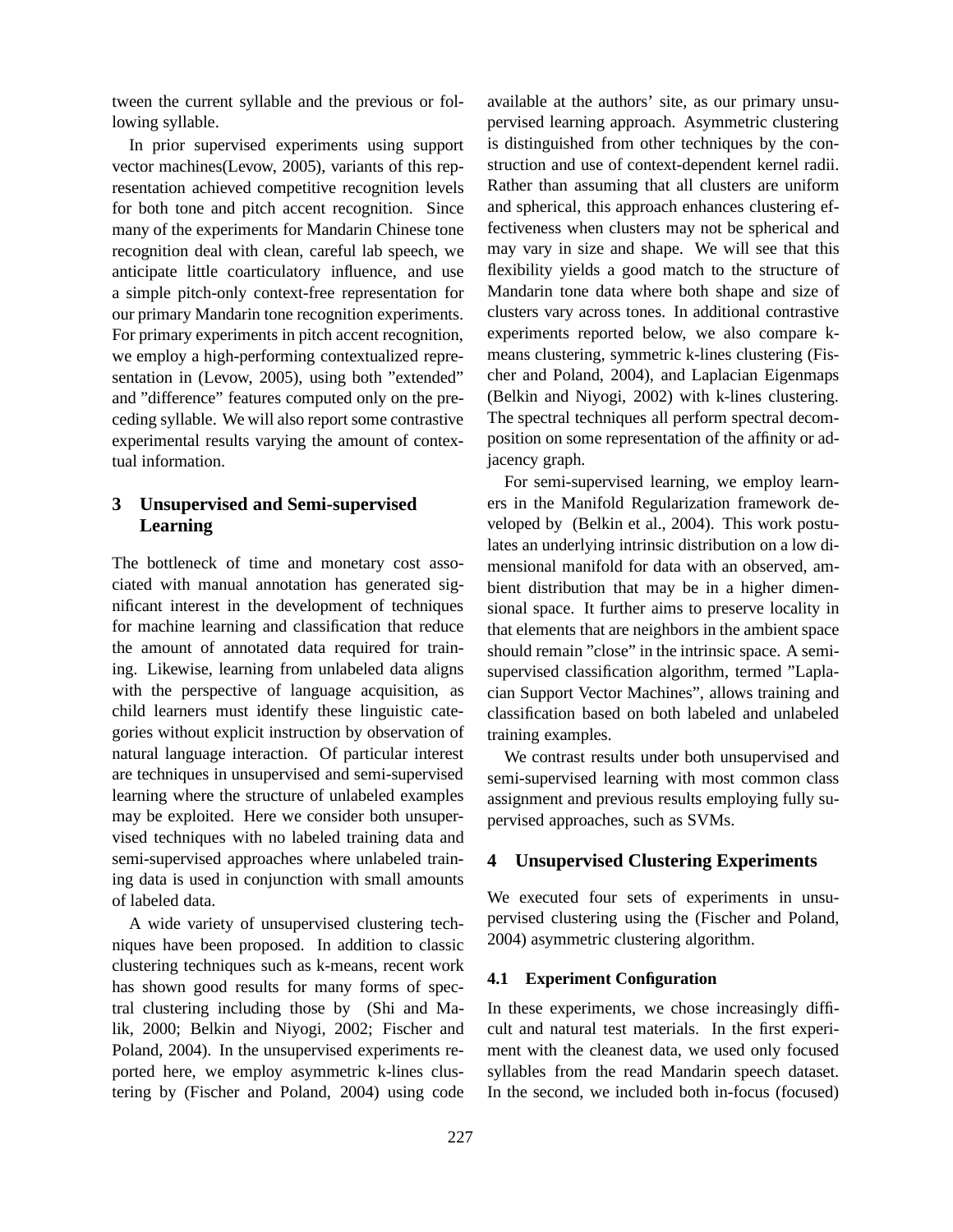tween the current syllable and the previous or following syllable.

In prior supervised experiments using support vector machines(Levow, 2005), variants of this representation achieved competitive recognition levels for both tone and pitch accent recognition. Since many of the experiments for Mandarin Chinese tone recognition deal with clean, careful lab speech, we anticipate little coarticulatory influence, and use a simple pitch-only context-free representation for our primary Mandarin tone recognition experiments. For primary experiments in pitch accent recognition, we employ a high-performing contextualized representation in (Levow, 2005), using both "extended" and "difference" features computed only on the preceding syllable. We will also report some contrastive experimental results varying the amount of contextual information.

## 3 Unsupervised and Semi-supervised Learning

The bottleneck of time and monetary cost associated with manual annotation has generated significant interest in the development of techniques for machine learning and classification that reduce the amount of annotated data required for training. Likewise, learning from unlabeled data aligns with the perspective of language acquisition, as child learners must identify these linguistic categories without explicit instruction by observation of natural language interaction. Of particular interest are techniques in unsupervised and semi-supervised learning where the structure of unlabeled examples may be exploited. Here we consider both unsupervised techniques with no labeled training data and semi-supervised approaches where unlabeled training data is used in conjunction with small amounts of labeled data.

A wide variety of unsupervised clustering techniques have been proposed. In addition to classic clustering techniques such as k-means, recent work has shown good results for many forms of spectral clustering including those by (Shi and Malik, 2000; Belkin and Niyogi, 2002; Fischer and Poland, 2004). In the unsupervised experiments reported here, we employ asymmetric k-lines clustering by (Fischer and Poland, 2004) using code available at the authors' site, as our primary unsupervised learning approach. Asymmetric clustering is distinguished from other techniques by the construction and use of context-dependent kernel radii. Rather than assuming that all clusters are uniform and spherical, this approach enhances clustering effectiveness when clusters may not be spherical and may vary in size and shape. We will see that this flexibility yields a good match to the structure of Mandarin tone data where both shape and size of clusters vary across tones. In additional contrastive experiments reported below, we also compare k-means clustering, symmetric k-lines clustering (Fischer and Poland, 2004), and Laplacian Eigenmaps (Belkin and Niyogi, 2002) with k-lines clustering. The spectral techniques all perform spectral decomposition on some representation of the affinity or adjacency graph.

For semi-supervised learning, we employ learners in the Manifold Regularization framework developed by (Belkin et al., 2004). This work postulates an underlying intrinsic distribution on a low dimensional manifold for data with an observed, ambient distribution that may be in a higher dimensional space. It further aims to preserve locality in that elements that are neighbors in the ambient space should remain "close" in the intrinsic space. A semi-supervised classification algorithm, termed "Laplacian Support Vector Machines", allows training and classification based on both labeled and unlabeled training examples.

We contrast results under both unsupervised and semi-supervised learning with most common class assignment and previous results employing fully supervised approaches, such as SVMs.

## 4 Unsupervised Clustering Experiments

We executed four sets of experiments in unsupervised clustering using the (Fischer and Poland, 2004) asymmetric clustering algorithm.

### 4.1 Experiment Configuration

In these experiments, we chose increasingly difficult and natural test materials. In the first experiment with the cleanest data, we used only focused syllables from the read Mandarin speech dataset. In the second, we included both in-focus (focused)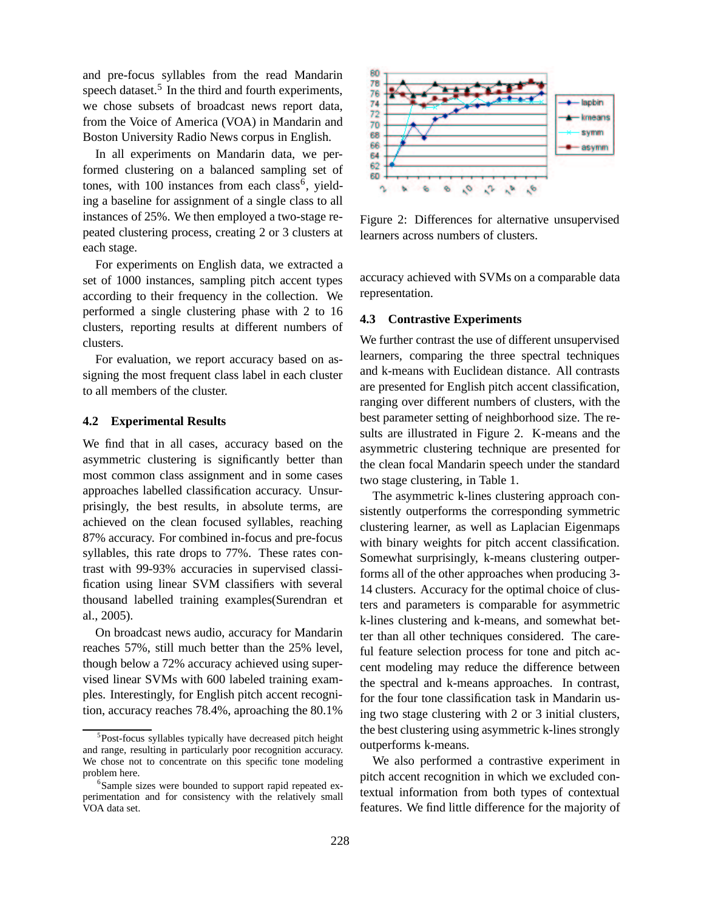and pre-focus syllables from the read Mandarin speech dataset.[5] In the third and fourth experiments, we chose subsets of broadcast news report data, from the Voice of America (VOA) in Mandarin and Boston University Radio News corpus in English.

In all experiments on Mandarin data, we performed clustering on a balanced sampling set of tones, with 100 instances from each class[6], yielding a baseline for assignment of a single class to all instances of 25%. We then employed a two-stage repeated clustering process, creating 2 or 3 clusters at each stage.

For experiments on English data, we extracted a set of 1000 instances, sampling pitch accent types according to their frequency in the collection. We performed a single clustering phase with 2 to 16 clusters, reporting results at different numbers of clusters.

For evaluation, we report accuracy based on assigning the most frequent class label in each cluster to all members of the cluster.

### 4.2 Experimental Results

We find that in all cases, accuracy based on the asymmetric clustering is significantly better than most common class assignment and in some cases approaches labelled classification accuracy. Unsurprisingly, the best results, in absolute terms, are achieved on the clean focused syllables, reaching 87% accuracy. For combined in-focus and pre-focus syllables, this rate drops to 77%. These rates contrast with 99-93% accuracies in supervised classification using linear SVM classifiers with several thousand labelled training examples(Surendran et al., 2005).

On broadcast news audio, accuracy for Mandarin reaches 57%, still much better than the 25% level, though below a 72% accuracy achieved using supervised linear SVMs with 600 labeled training examples. Interestingly, for English pitch accent recognition, accuracy reaches 78.4%, aproaching the 80.1% accuracy achieved with SVMs on a comparable data representation.

Figure 2: Differences for alternative unsupervised learners across numbers of clusters.

### 4.3 Contrastive Experiments

We further contrast the use of different unsupervised learners, comparing the three spectral techniques and k-means with Euclidean distance. All contrasts are presented for English pitch accent classification, ranging over different numbers of clusters, with the best parameter setting of neighborhood size. The results are illustrated in Figure 2. K-means and the asymmetric clustering technique are presented for the clean focal Mandarin speech under the standard two stage clustering, in Table 1.

The asymmetric k-lines clustering approach consistently outperforms the corresponding symmetric clustering learner, as well as Laplacian Eigenmaps with binary weights for pitch accent classification. Somewhat surprisingly, k-means clustering outperforms all of the other approaches when producing 3-14 clusters. Accuracy for the optimal choice of clusters and parameters is comparable for asymmetric k-lines clustering and k-means, and somewhat better than all other techniques considered. The careful feature selection process for tone and pitch accent modeling may reduce the difference between the spectral and k-means approaches. In contrast, for the four tone classification task in Mandarin using two stage clustering with 2 or 3 initial clusters, the best clustering using asymmetric k-lines strongly outperforms k-means.

We also performed a contrastive experiment in pitch accent recognition in which we excluded contextual information from both types of contextual features. We find little difference for the majority of

[5] Post-focus syllables typically have decreased pitch height and range, resulting in particularly poor recognition accuracy. We chose not to concentrate on this specific tone modeling problem here.

[6] Sample sizes were bounded to support rapid repeated experimentation and for consistency with the relatively small VOA data set.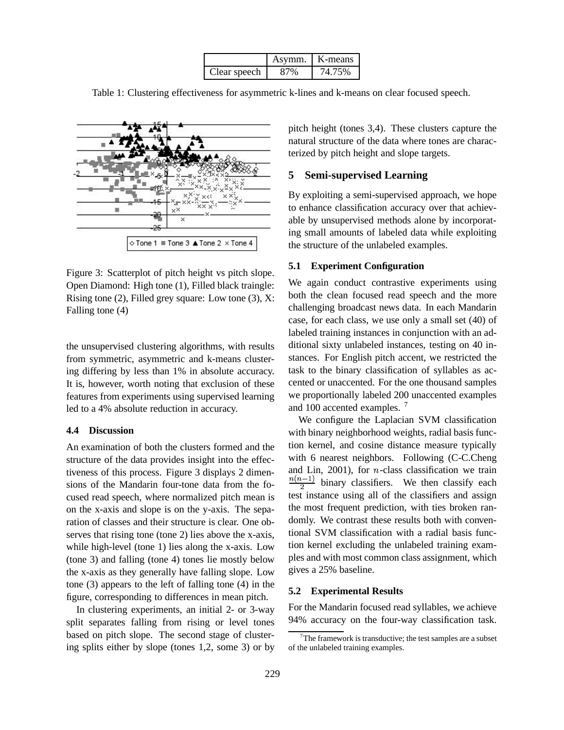| | Asymm. | K-means |
|---|---|---|
| Clear speech | 87% | 74.75% |

Table 1: Clustering effectiveness for asymmetric k-lines and k-means on clear focused speech.

Figure 3: Scatterplot of pitch height vs pitch slope. Open Diamond: High tone (1), Filled black traingle: Rising tone (2), Filled grey square: Low tone (3), X: Falling tone (4)

the unsupervised clustering algorithms, with results from symmetric, asymmetric and k-means clustering differing by less than 1% in absolute accuracy. It is, however, worth noting that exclusion of these features from experiments using supervised learning led to a 4% absolute reduction in accuracy.

### 4.4 Discussion

An examination of both the clusters formed and the structure of the data provides insight into the effectiveness of this process. Figure 3 displays 2 dimensions of the Mandarin four-tone data from the focused read speech, where normalized pitch mean is on the x-axis and slope is on the y-axis. The separation of classes and their structure is clear. One observes that rising tone (tone 2) lies above the x-axis, while high-level (tone 1) lies along the x-axis. Low (tone 3) and falling (tone 4) tones lie mostly below the x-axis as they generally have falling slope. Low tone (3) appears to the left of falling tone (4) in the figure, corresponding to differences in mean pitch.

In clustering experiments, an initial 2- or 3-way split separates falling from rising or level tones based on pitch slope. The second stage of clustering splits either by slope (tones 1,2, some 3) or by pitch height (tones 3,4). These clusters capture the natural structure of the data where tones are characterized by pitch height and slope targets.

## 5 Semi-supervised Learning

By exploiting a semi-supervised approach, we hope to enhance classification accuracy over that achievable by unsupervised methods alone by incorporating small amounts of labeled data while exploiting the structure of the unlabeled examples.

### 5.1 Experiment Configuration

We again conduct contrastive experiments using both the clean focused read speech and the more challenging broadcast news data. In each Mandarin case, for each class, we use only a small set (40) of labeled training instances in conjunction with an additional sixty unlabeled instances, testing on 40 instances. For English pitch accent, we restricted the task to the binary classification of syllables as accented or unaccented. For the one thousand samples we proportionally labeled 200 unaccented examples and 100 accented examples. [7]

We configure the Laplacian SVM classification with binary neighborhood weights, radial basis function kernel, and cosine distance measure typically with 6 nearest neighbors. Following (C-C.Cheng and Lin, 2001), for $n$-class classification we train $\frac{n(n-1)}{2}$ binary classifiers. We then classify each test instance using all of the classifiers and assign the most frequent prediction, with ties broken randomly. We contrast these results both with conventional SVM classification with a radial basis function kernel excluding the unlabeled training examples and with most common class assignment, which gives a 25% baseline.

### 5.2 Experimental Results

For the Mandarin focused read syllables, we achieve 94% accuracy on the four-way classification task.

[7] The framework is transductive; the test samples are a subset of the unlabeled training examples.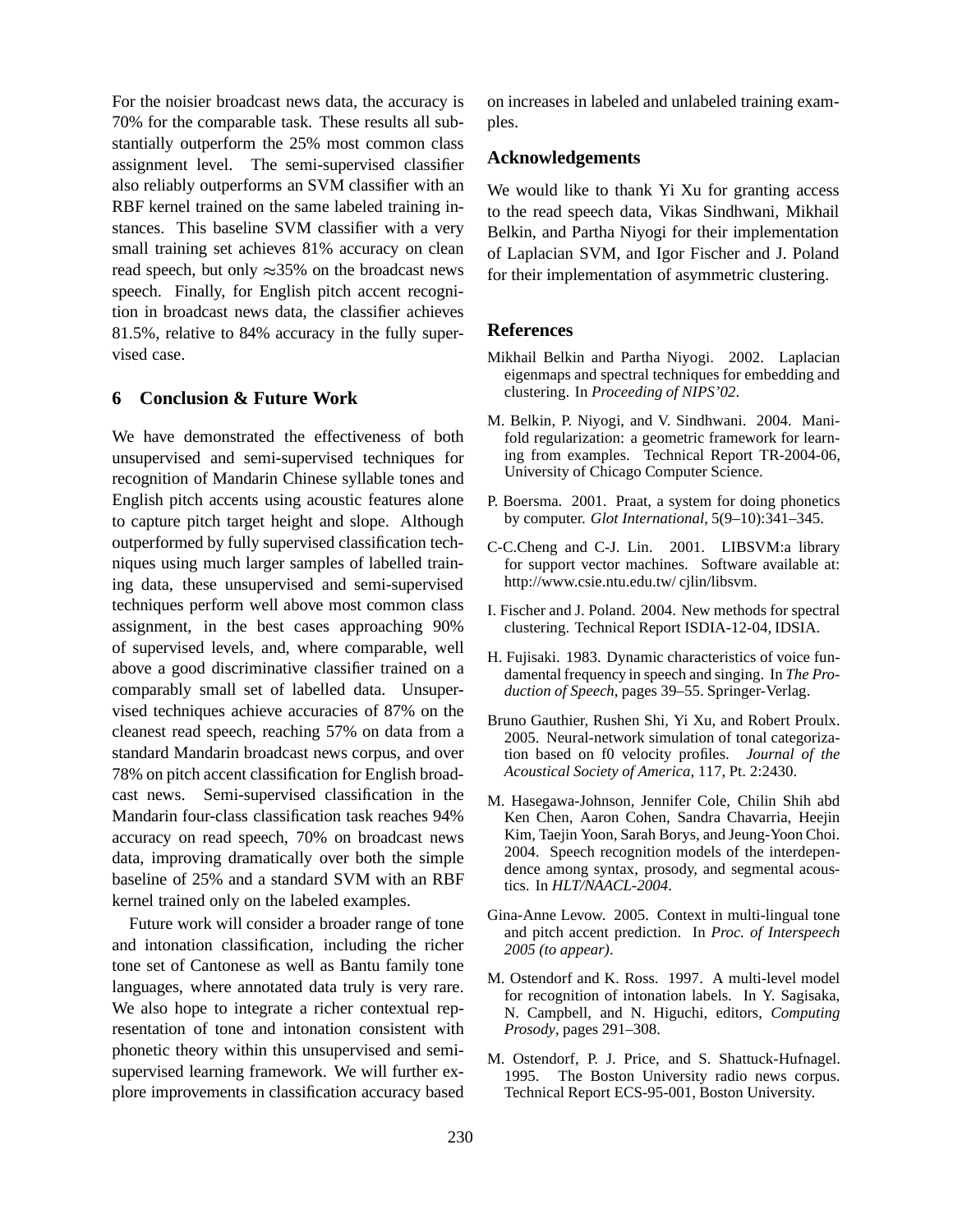For the noisier broadcast news data, the accuracy is 70% for the comparable task. These results all substantially outperform the 25% most common class assignment level. The semi-supervised classifier also reliably outperforms an SVM classifier with an RBF kernel trained on the same labeled training instances. This baseline SVM classifier with a very small training set achieves 81% accuracy on clean read speech, but only ≈35% on the broadcast news speech. Finally, for English pitch accent recognition in broadcast news data, the classifier achieves 81.5%, relative to 84% accuracy in the fully supervised case.

## 6 Conclusion & Future Work

We have demonstrated the effectiveness of both unsupervised and semi-supervised techniques for recognition of Mandarin Chinese syllable tones and English pitch accents using acoustic features alone to capture pitch target height and slope. Although outperformed by fully supervised classification techniques using much larger samples of labelled training data, these unsupervised and semi-supervised techniques perform well above most common class assignment, in the best cases approaching 90% of supervised levels, and, where comparable, well above a good discriminative classifier trained on a comparably small set of labelled data. Unsupervised techniques achieve accuracies of 87% on the cleanest read speech, reaching 57% on data from a standard Mandarin broadcast news corpus, and over 78% on pitch accent classification for English broadcast news. Semi-supervised classification in the Mandarin four-class classification task reaches 94% accuracy on read speech, 70% on broadcast news data, improving dramatically over both the simple baseline of 25% and a standard SVM with an RBF kernel trained only on the labeled examples.

Future work will consider a broader range of tone and intonation classification, including the richer tone set of Cantonese as well as Bantu family tone languages, where annotated data truly is very rare. We also hope to integrate a richer contextual representation of tone and intonation consistent with phonetic theory within this unsupervised and semi-supervised learning framework. We will further explore improvements in classification accuracy based on increases in labeled and unlabeled training examples.

## Acknowledgements

We would like to thank Yi Xu for granting access to the read speech data, Vikas Sindhwani, Mikhail Belkin, and Partha Niyogi for their implementation of Laplacian SVM, and Igor Fischer and J. Poland for their implementation of asymmetric clustering.

## References

Mikhail Belkin and Partha Niyogi. 2002. Laplacian eigenmaps and spectral techniques for embedding and clustering. In *Proceeding of NIPS'02*.

M. Belkin, P. Niyogi, and V. Sindhwani. 2004. Manifold regularization: a geometric framework for learning from examples. Technical Report TR-2004-06, University of Chicago Computer Science.

P. Boersma. 2001. Praat, a system for doing phonetics by computer. *Glot International*, 5(9–10):341–345.

C-C.Cheng and C-J. Lin. 2001. LIBSVM:a library for support vector machines. Software available at: http://www.csie.ntu.edu.tw/ cjlin/libsvm.

I. Fischer and J. Poland. 2004. New methods for spectral clustering. Technical Report ISDIA-12-04, IDSIA.

H. Fujisaki. 1983. Dynamic characteristics of voice fundamental frequency in speech and singing. In *The Production of Speech*, pages 39–55. Springer-Verlag.

Bruno Gauthier, Rushen Shi, Yi Xu, and Robert Proulx. 2005. Neural-network simulation of tonal categorization based on f0 velocity profiles. *Journal of the Acoustical Society of America*, 117, Pt. 2:2430.

M. Hasegawa-Johnson, Jennifer Cole, Chilin Shih abd Ken Chen, Aaron Cohen, Sandra Chavarria, Heejin Kim, Taejin Yoon, Sarah Borys, and Jeung-Yoon Choi. 2004. Speech recognition models of the interdependence among syntax, prosody, and segmental acoustics. In *HLT/NAACL-2004*.

Gina-Anne Levow. 2005. Context in multi-lingual tone and pitch accent prediction. In *Proc. of Interspeech 2005 (to appear)*.

M. Ostendorf and K. Ross. 1997. A multi-level model for recognition of intonation labels. In Y. Sagisaka, N. Campbell, and N. Higuchi, editors, *Computing Prosody*, pages 291–308.

M. Ostendorf, P. J. Price, and S. Shattuck-Hufnagel. 1995. The Boston University radio news corpus. Technical Report ECS-95-001, Boston University.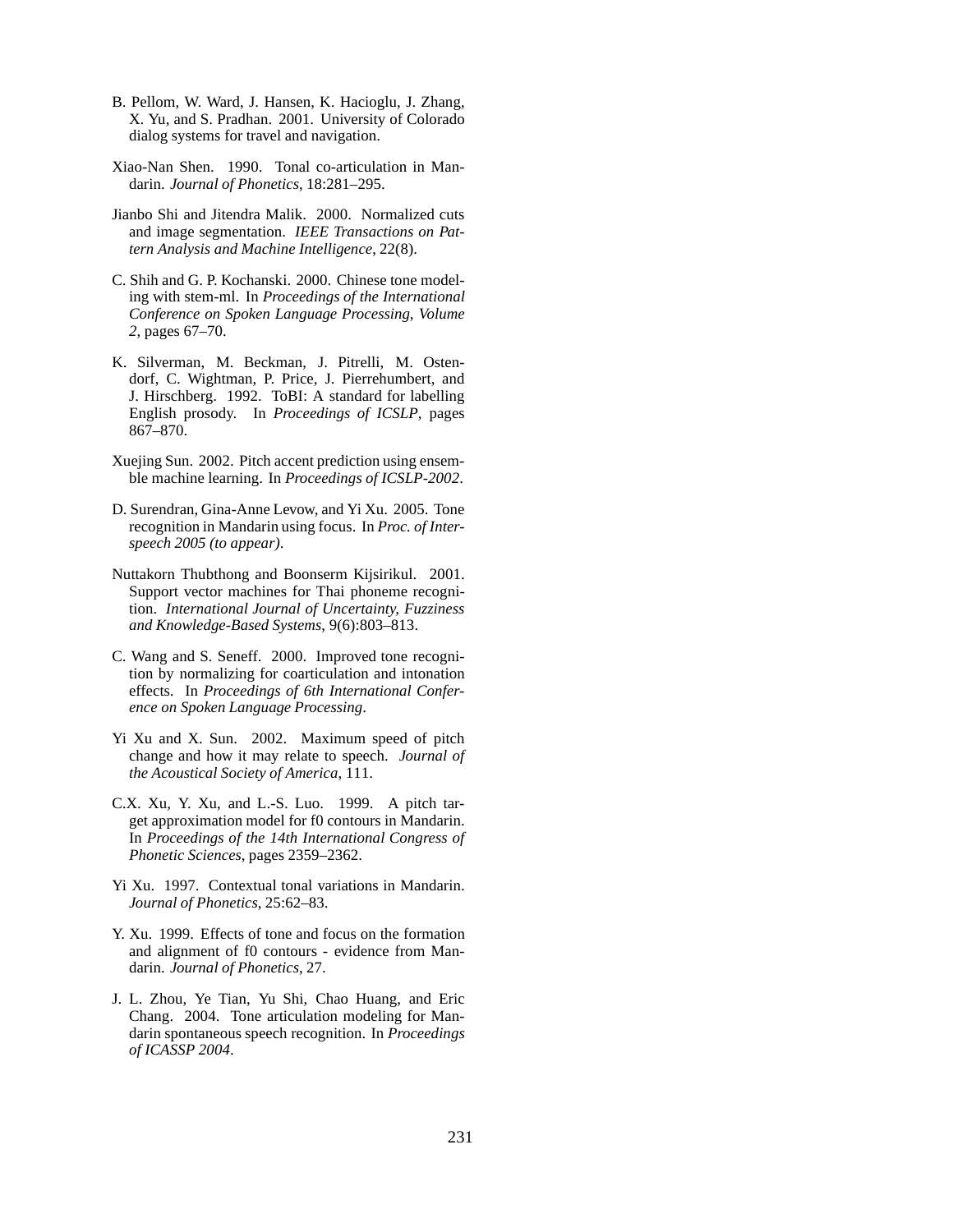B. Pellom, W. Ward, J. Hansen, K. Hacioglu, J. Zhang, X. Yu, and S. Pradhan. 2001. University of Colorado dialog systems for travel and navigation.

Xiao-Nan Shen. 1990. Tonal co-articulation in Mandarin. *Journal of Phonetics*, 18:281–295.

Jianbo Shi and Jitendra Malik. 2000. Normalized cuts and image segmentation. *IEEE Transactions on Pattern Analysis and Machine Intelligence*, 22(8).

C. Shih and G. P. Kochanski. 2000. Chinese tone modeling with stem-ml. In *Proceedings of the International Conference on Spoken Language Processing, Volume 2*, pages 67–70.

K. Silverman, M. Beckman, J. Pitrelli, M. Ostendorf, C. Wightman, P. Price, J. Pierrehumbert, and J. Hirschberg. 1992. ToBI: A standard for labelling English prosody. In *Proceedings of ICSLP*, pages 867–870.

Xuejing Sun. 2002. Pitch accent prediction using ensemble machine learning. In *Proceedings of ICSLP-2002*.

D. Surendran, Gina-Anne Levow, and Yi Xu. 2005. Tone recognition in Mandarin using focus. In *Proc. of Interspeech 2005 (to appear)*.

Nuttakorn Thubthong and Boonserm Kijsirikul. 2001. Support vector machines for Thai phoneme recognition. *International Journal of Uncertainty, Fuzziness and Knowledge-Based Systems*, 9(6):803–813.

C. Wang and S. Seneff. 2000. Improved tone recognition by normalizing for coarticulation and intonation effects. In *Proceedings of 6th International Conference on Spoken Language Processing*.

Yi Xu and X. Sun. 2002. Maximum speed of pitch change and how it may relate to speech. *Journal of the Acoustical Society of America*, 111.

C.X. Xu, Y. Xu, and L.-S. Luo. 1999. A pitch target approximation model for f0 contours in Mandarin. In *Proceedings of the 14th International Congress of Phonetic Sciences*, pages 2359–2362.

Yi Xu. 1997. Contextual tonal variations in Mandarin. *Journal of Phonetics*, 25:62–83.

Y. Xu. 1999. Effects of tone and focus on the formation and alignment of f0 contours - evidence from Mandarin. *Journal of Phonetics*, 27.

J. L. Zhou, Ye Tian, Yu Shi, Chao Huang, and Eric Chang. 2004. Tone articulation modeling for Mandarin spontaneous speech recognition. In *Proceedings of ICASSP 2004*.